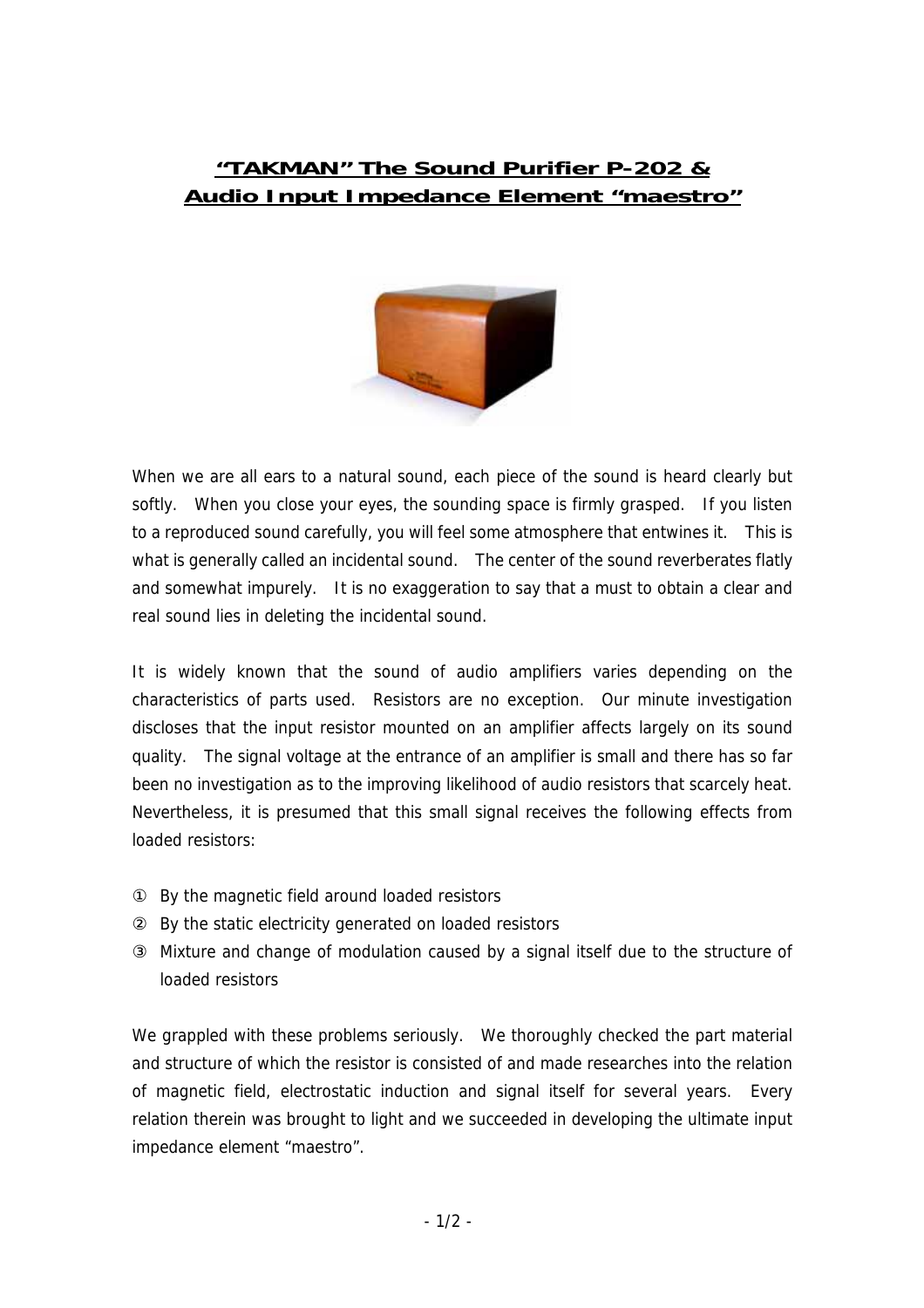# "TAKMAN" The Sound Purifier P-202 & Audio Input Impedance Element "maestro"

When we are all ears to a natural sound, each piece of the sound is heard clearly but softly. When you close your eyes, the sounding space is firmly grasped. If you listen to a reproduced sound carefully, you will feel some atmosphere that entwines it. This is what is generally called an incidental sound. The center of the sound reverberates flatly and somewhat impurely. It is no exaggeration to say that a must to obtain a clear and real sound lies in deleting the incidental sound.

It is widely known that the sound of audio amplifiers varies depending on the characteristics of parts used. Resistors are no exception. Our minute investigation discloses that the input resistor mounted on an amplifier affects largely on its sound quality. The signal voltage at the entrance of an amplifier is small and there has so far been no investigation as to the improving likelihood of audio resistors that scarcely heat. Nevertheless, it is presumed that this small signal receives the following effects from loaded resistors:

① By the magnetic field around loaded resistors

② By the static electricity generated on loaded resistors

③ Mixture and change of modulation caused by a signal itself due to the structure of loaded resistors

We grappled with these problems seriously. We thoroughly checked the part material and structure of which the resistor is consisted of and made researches into the relation of magnetic field, electrostatic induction and signal itself for several years. Every relation therein was brought to light and we succeeded in developing the ultimate input impedance element "maestro".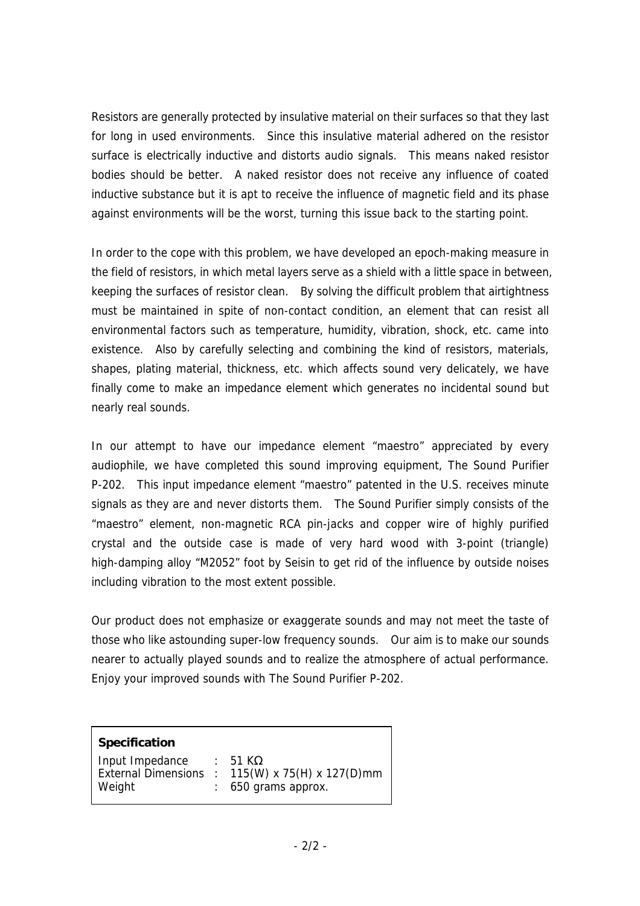Resistors are generally protected by insulative material on their surfaces so that they last for long in used environments. Since this insulative material adhered on the resistor surface is electrically inductive and distorts audio signals. This means naked resistor bodies should be better. A naked resistor does not receive any influence of coated inductive substance but it is apt to receive the influence of magnetic field and its phase against environments will be the worst, turning this issue back to the starting point.

In order to the cope with this problem, we have developed an epoch-making measure in the field of resistors, in which metal layers serve as a shield with a little space in between, keeping the surfaces of resistor clean. By solving the difficult problem that airtightness must be maintained in spite of non-contact condition, an element that can resist all environmental factors such as temperature, humidity, vibration, shock, etc. came into existence. Also by carefully selecting and combining the kind of resistors, materials, shapes, plating material, thickness, etc. which affects sound very delicately, we have finally come to make an impedance element which generates no incidental sound but nearly real sounds.

In our attempt to have our impedance element "maestro" appreciated by every audiophile, we have completed this sound improving equipment, The Sound Purifier P-202. This input impedance element "maestro" patented in the U.S. receives minute signals as they are and never distorts them. The Sound Purifier simply consists of the "maestro" element, non-magnetic RCA pin-jacks and copper wire of highly purified crystal and the outside case is made of very hard wood with 3-point (triangle) high-damping alloy "M2052" foot by Seisin to get rid of the influence by outside noises including vibration to the most extent possible.

Our product does not emphasize or exaggerate sounds and may not meet the taste of those who like astounding super-low frequency sounds. Our aim is to make our sounds nearer to actually played sounds and to realize the atmosphere of actual performance. Enjoy your improved sounds with The Sound Purifier P-202.

**Specification**

| | | |
|---|---|---|
| Input Impedance | : | 51 KΩ |
| External Dimensions | : | 115(W) x 75(H) x 127(D)mm |
| Weight | : | 650 grams approx. |